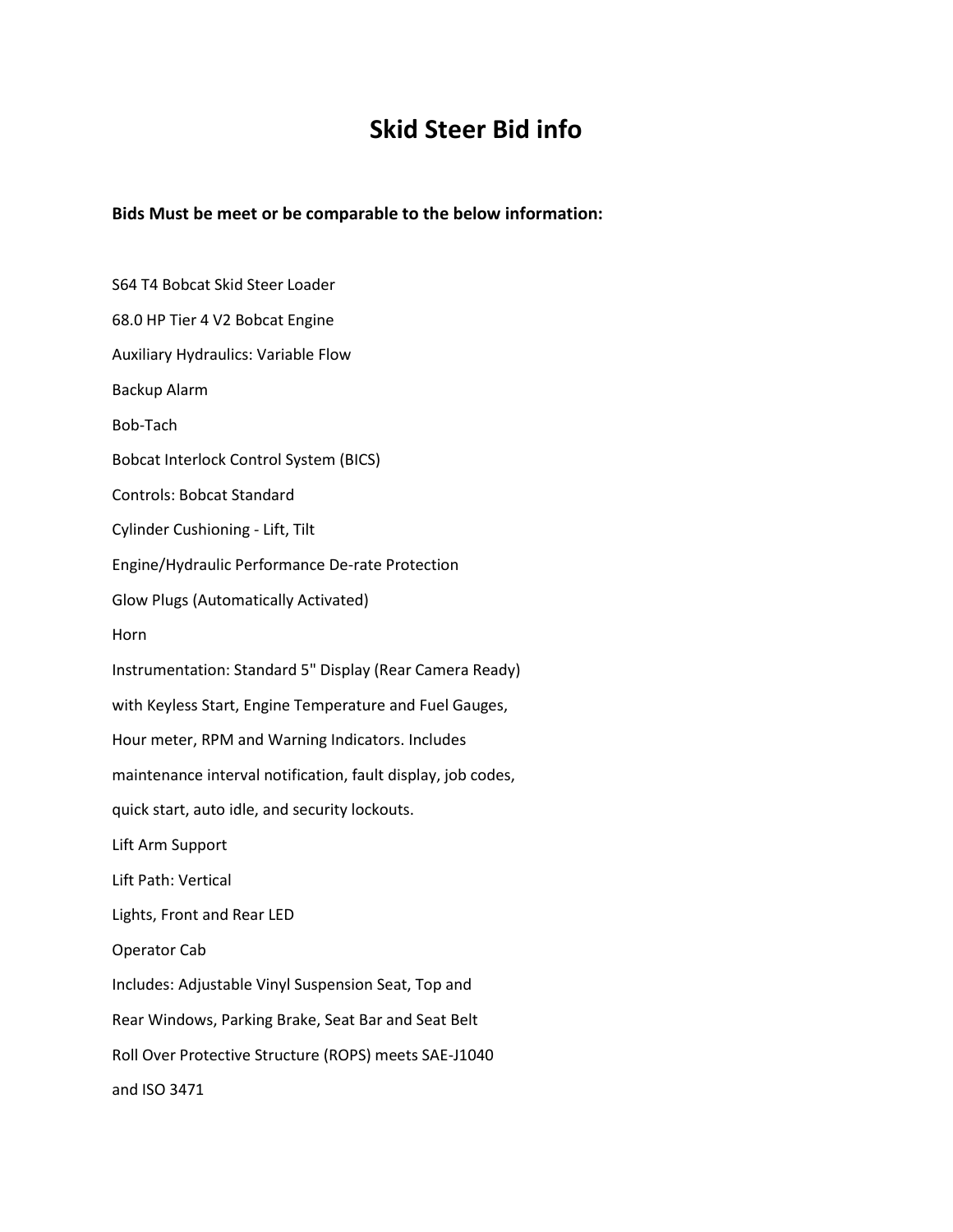# Skid Steer Bid info

**Bids Must be meet or be comparable to the below information:**

S64 T4 Bobcat Skid Steer Loader

68.0 HP Tier 4 V2 Bobcat Engine

Auxiliary Hydraulics: Variable Flow

Backup Alarm

Bob-Tach

Bobcat Interlock Control System (BICS)

Controls: Bobcat Standard

Cylinder Cushioning - Lift, Tilt

Engine/Hydraulic Performance De-rate Protection

Glow Plugs (Automatically Activated)

Horn

Instrumentation: Standard 5" Display (Rear Camera Ready)
with Keyless Start, Engine Temperature and Fuel Gauges,
Hour meter, RPM and Warning Indicators. Includes
maintenance interval notification, fault display, job codes,
quick start, auto idle, and security lockouts.

Lift Arm Support

Lift Path: Vertical

Lights, Front and Rear LED

Operator Cab

Includes: Adjustable Vinyl Suspension Seat, Top and
Rear Windows, Parking Brake, Seat Bar and Seat Belt

Roll Over Protective Structure (ROPS) meets SAE-J1040
and ISO 3471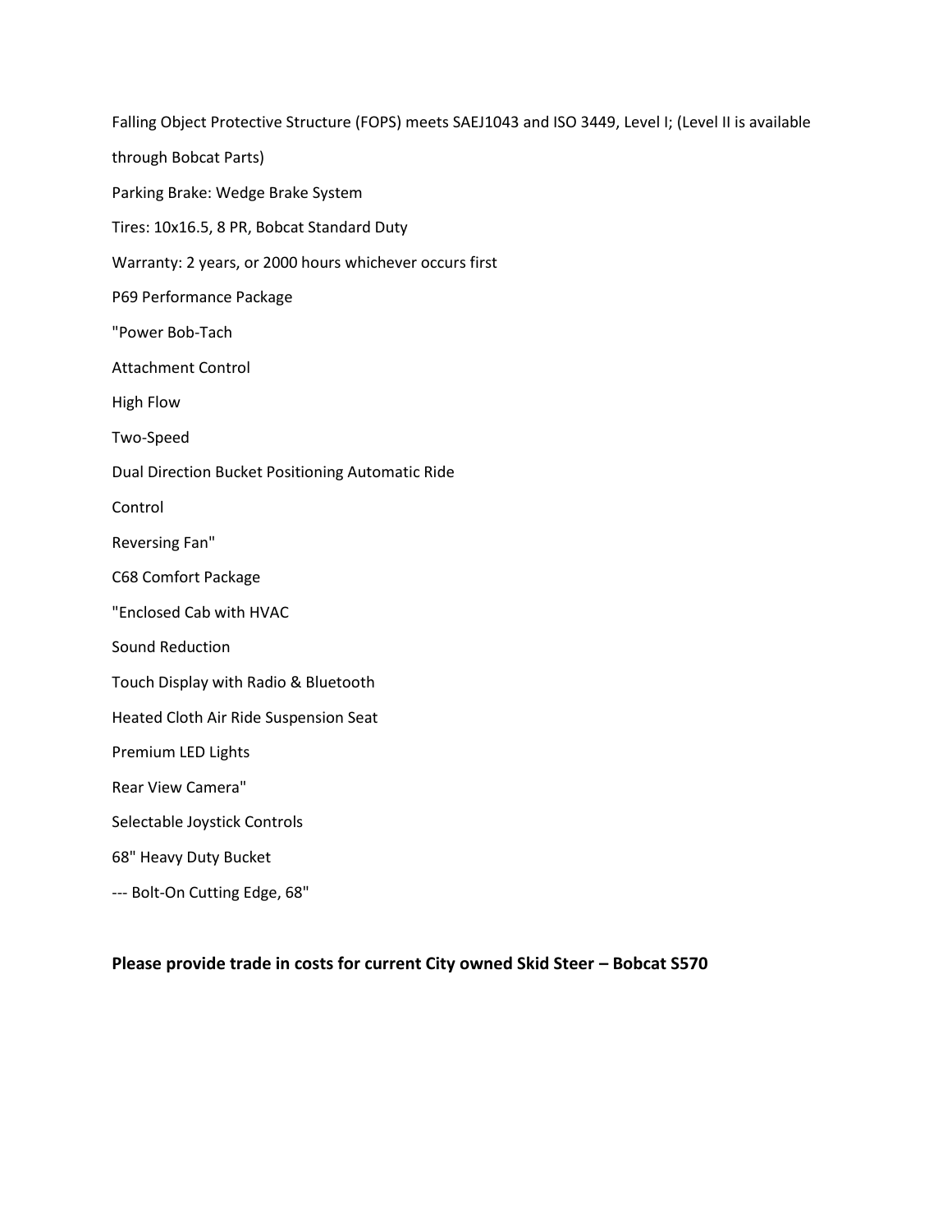Falling Object Protective Structure (FOPS) meets SAEJ1043 and ISO 3449, Level I; (Level II is available through Bobcat Parts)

Parking Brake: Wedge Brake System

Tires: 10x16.5, 8 PR, Bobcat Standard Duty

Warranty: 2 years, or 2000 hours whichever occurs first

P69 Performance Package

"Power Bob-Tach

Attachment Control

High Flow

Two-Speed

Dual Direction Bucket Positioning Automatic Ride

Control

Reversing Fan"

C68 Comfort Package

"Enclosed Cab with HVAC

Sound Reduction

Touch Display with Radio & Bluetooth

Heated Cloth Air Ride Suspension Seat

Premium LED Lights

Rear View Camera"

Selectable Joystick Controls

68" Heavy Duty Bucket

--- Bolt-On Cutting Edge, 68"

**Please provide trade in costs for current City owned Skid Steer – Bobcat S570**